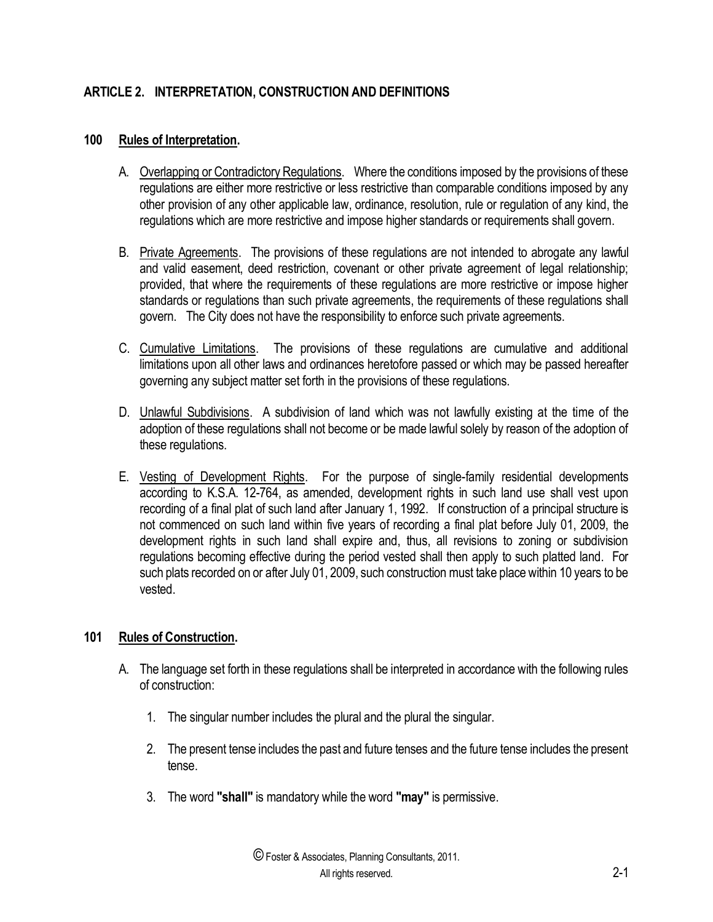# ARTICLE 2. INTERPRETATION, CONSTRUCTION AND DEFINITIONS

## 100 Rules of Interpretation.

A. Overlapping or Contradictory Regulations. Where the conditions imposed by the provisions of these regulations are either more restrictive or less restrictive than comparable conditions imposed by any other provision of any other applicable law, ordinance, resolution, rule or regulation of any kind, the regulations which are more restrictive and impose higher standards or requirements shall govern.

B. Private Agreements. The provisions of these regulations are not intended to abrogate any lawful and valid easement, deed restriction, covenant or other private agreement of legal relationship; provided, that where the requirements of these regulations are more restrictive or impose higher standards or regulations than such private agreements, the requirements of these regulations shall govern. The City does not have the responsibility to enforce such private agreements.

C. Cumulative Limitations. The provisions of these regulations are cumulative and additional limitations upon all other laws and ordinances heretofore passed or which may be passed hereafter governing any subject matter set forth in the provisions of these regulations.

D. Unlawful Subdivisions. A subdivision of land which was not lawfully existing at the time of the adoption of these regulations shall not become or be made lawful solely by reason of the adoption of these regulations.

E. Vesting of Development Rights. For the purpose of single-family residential developments according to K.S.A. 12-764, as amended, development rights in such land use shall vest upon recording of a final plat of such land after January 1, 1992. If construction of a principal structure is not commenced on such land within five years of recording a final plat before July 01, 2009, the development rights in such land shall expire and, thus, all revisions to zoning or subdivision regulations becoming effective during the period vested shall then apply to such platted land. For such plats recorded on or after July 01, 2009, such construction must take place within 10 years to be vested.

## 101 Rules of Construction.

A. The language set forth in these regulations shall be interpreted in accordance with the following rules of construction:

1. The singular number includes the plural and the plural the singular.

2. The present tense includes the past and future tenses and the future tense includes the present tense.

3. The word **"shall"** is mandatory while the word **"may"** is permissive.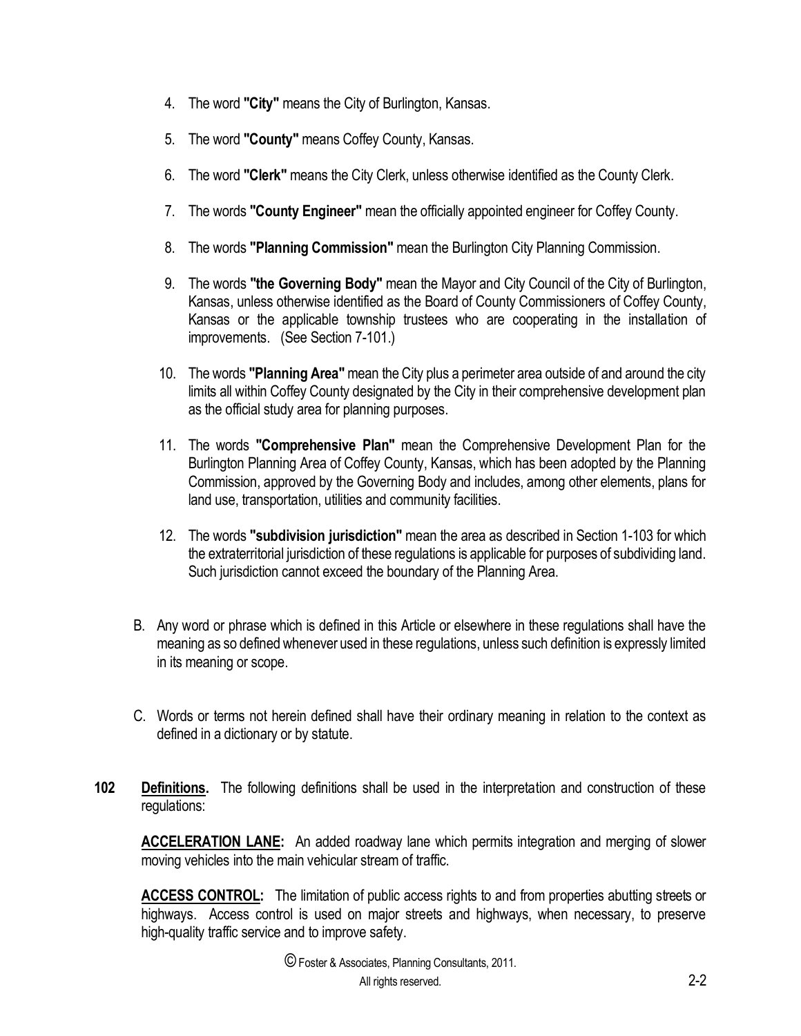4. The word **"City"** means the City of Burlington, Kansas.

5. The word **"County"** means Coffey County, Kansas.

6. The word **"Clerk"** means the City Clerk, unless otherwise identified as the County Clerk.

7. The words **"County Engineer"** mean the officially appointed engineer for Coffey County.

8. The words **"Planning Commission"** mean the Burlington City Planning Commission.

9. The words **"the Governing Body"** mean the Mayor and City Council of the City of Burlington, Kansas, unless otherwise identified as the Board of County Commissioners of Coffey County, Kansas or the applicable township trustees who are cooperating in the installation of improvements. (See Section 7-101.)

10. The words **"Planning Area"** mean the City plus a perimeter area outside of and around the city limits all within Coffey County designated by the City in their comprehensive development plan as the official study area for planning purposes.

11. The words **"Comprehensive Plan"** mean the Comprehensive Development Plan for the Burlington Planning Area of Coffey County, Kansas, which has been adopted by the Planning Commission, approved by the Governing Body and includes, among other elements, plans for land use, transportation, utilities and community facilities.

12. The words **"subdivision jurisdiction"** mean the area as described in Section 1-103 for which the extraterritorial jurisdiction of these regulations is applicable for purposes of subdividing land. Such jurisdiction cannot exceed the boundary of the Planning Area.

B. Any word or phrase which is defined in this Article or elsewhere in these regulations shall have the meaning as so defined whenever used in these regulations, unless such definition is expressly limited in its meaning or scope.

C. Words or terms not herein defined shall have their ordinary meaning in relation to the context as defined in a dictionary or by statute.

**102** **Definitions.** The following definitions shall be used in the interpretation and construction of these regulations:

**ACCELERATION LANE:** An added roadway lane which permits integration and merging of slower moving vehicles into the main vehicular stream of traffic.

**ACCESS CONTROL:** The limitation of public access rights to and from properties abutting streets or highways. Access control is used on major streets and highways, when necessary, to preserve high-quality traffic service and to improve safety.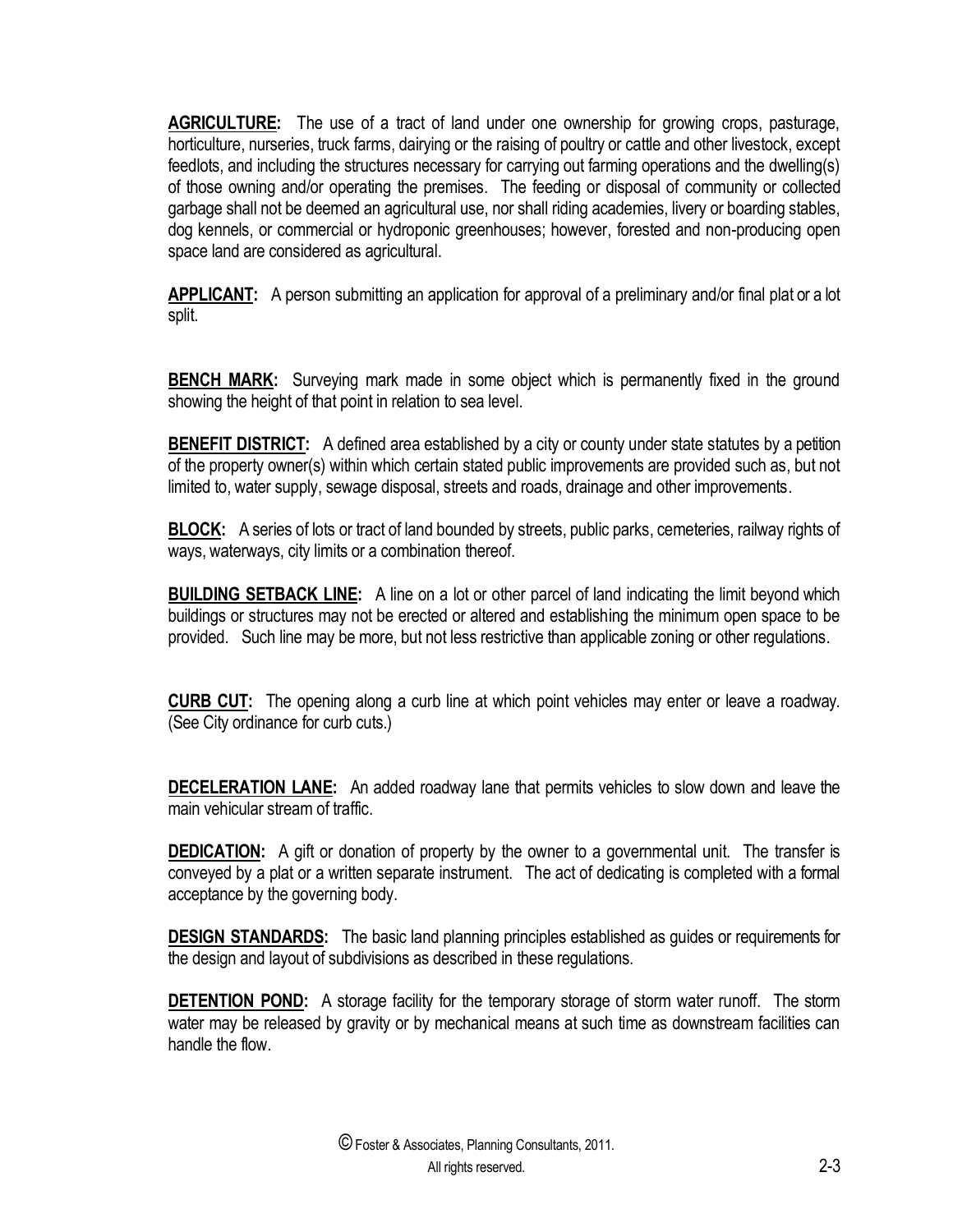**AGRICULTURE:** The use of a tract of land under one ownership for growing crops, pasturage, horticulture, nurseries, truck farms, dairying or the raising of poultry or cattle and other livestock, except feedlots, and including the structures necessary for carrying out farming operations and the dwelling(s) of those owning and/or operating the premises. The feeding or disposal of community or collected garbage shall not be deemed an agricultural use, nor shall riding academies, livery or boarding stables, dog kennels, or commercial or hydroponic greenhouses; however, forested and non-producing open space land are considered as agricultural.

**APPLICANT:** A person submitting an application for approval of a preliminary and/or final plat or a lot split.

**BENCH MARK:** Surveying mark made in some object which is permanently fixed in the ground showing the height of that point in relation to sea level.

**BENEFIT DISTRICT:** A defined area established by a city or county under state statutes by a petition of the property owner(s) within which certain stated public improvements are provided such as, but not limited to, water supply, sewage disposal, streets and roads, drainage and other improvements.

**BLOCK:** A series of lots or tract of land bounded by streets, public parks, cemeteries, railway rights of ways, waterways, city limits or a combination thereof.

**BUILDING SETBACK LINE:** A line on a lot or other parcel of land indicating the limit beyond which buildings or structures may not be erected or altered and establishing the minimum open space to be provided. Such line may be more, but not less restrictive than applicable zoning or other regulations.

**CURB CUT:** The opening along a curb line at which point vehicles may enter or leave a roadway. (See City ordinance for curb cuts.)

**DECELERATION LANE:** An added roadway lane that permits vehicles to slow down and leave the main vehicular stream of traffic.

**DEDICATION:** A gift or donation of property by the owner to a governmental unit. The transfer is conveyed by a plat or a written separate instrument. The act of dedicating is completed with a formal acceptance by the governing body.

**DESIGN STANDARDS:** The basic land planning principles established as guides or requirements for the design and layout of subdivisions as described in these regulations.

**DETENTION POND:** A storage facility for the temporary storage of storm water runoff. The storm water may be released by gravity or by mechanical means at such time as downstream facilities can handle the flow.

© Foster & Associates, Planning Consultants, 2011.
All rights reserved.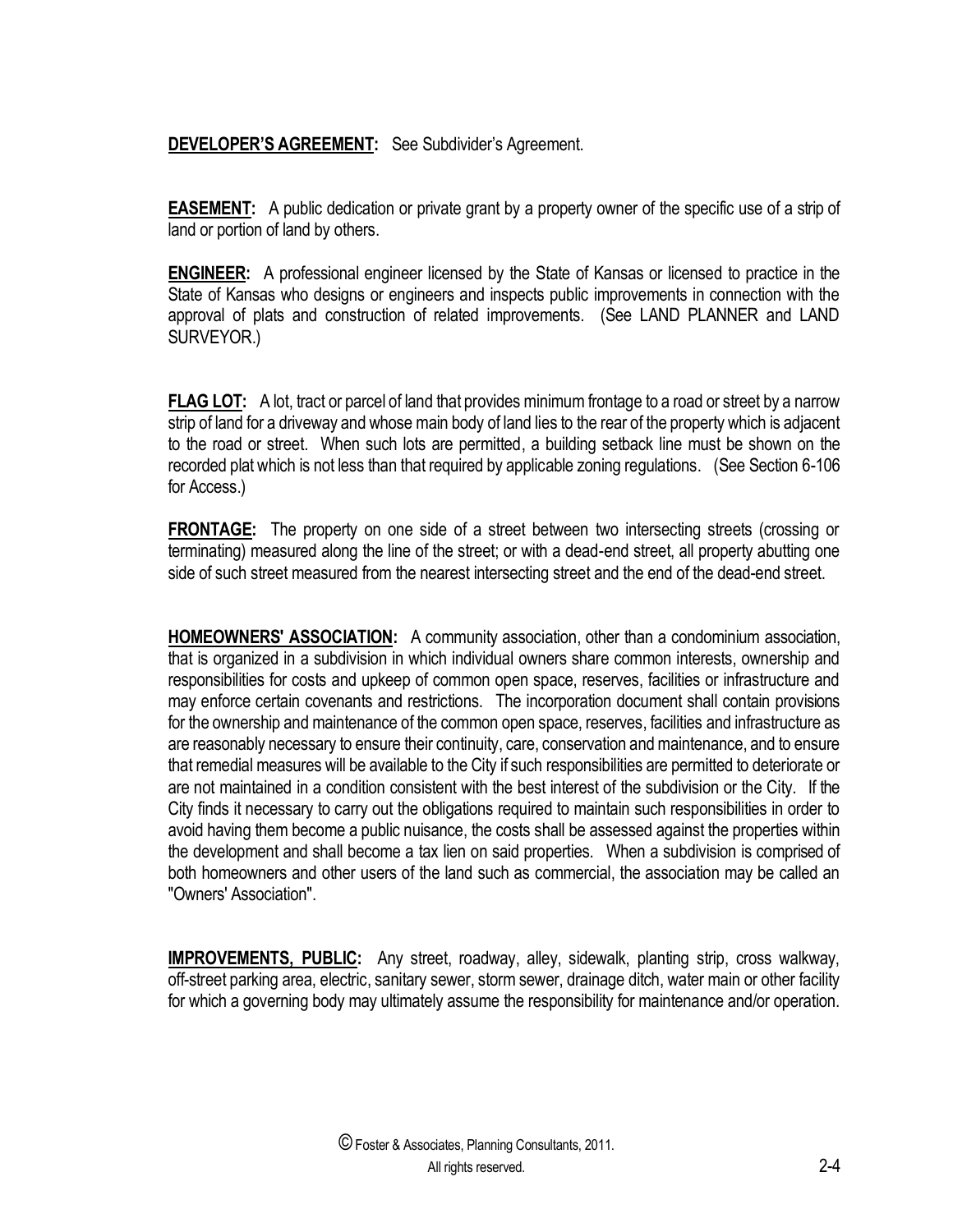**DEVELOPER'S AGREEMENT:** See Subdivider's Agreement.

**EASEMENT:** A public dedication or private grant by a property owner of the specific use of a strip of land or portion of land by others.

**ENGINEER:** A professional engineer licensed by the State of Kansas or licensed to practice in the State of Kansas who designs or engineers and inspects public improvements in connection with the approval of plats and construction of related improvements. (See LAND PLANNER and LAND SURVEYOR.)

**FLAG LOT:** A lot, tract or parcel of land that provides minimum frontage to a road or street by a narrow strip of land for a driveway and whose main body of land lies to the rear of the property which is adjacent to the road or street. When such lots are permitted, a building setback line must be shown on the recorded plat which is not less than that required by applicable zoning regulations. (See Section 6-106 for Access.)

**FRONTAGE:** The property on one side of a street between two intersecting streets (crossing or terminating) measured along the line of the street; or with a dead-end street, all property abutting one side of such street measured from the nearest intersecting street and the end of the dead-end street.

**HOMEOWNERS' ASSOCIATION:** A community association, other than a condominium association, that is organized in a subdivision in which individual owners share common interests, ownership and responsibilities for costs and upkeep of common open space, reserves, facilities or infrastructure and may enforce certain covenants and restrictions. The incorporation document shall contain provisions for the ownership and maintenance of the common open space, reserves, facilities and infrastructure as are reasonably necessary to ensure their continuity, care, conservation and maintenance, and to ensure that remedial measures will be available to the City if such responsibilities are permitted to deteriorate or are not maintained in a condition consistent with the best interest of the subdivision or the City. If the City finds it necessary to carry out the obligations required to maintain such responsibilities in order to avoid having them become a public nuisance, the costs shall be assessed against the properties within the development and shall become a tax lien on said properties. When a subdivision is comprised of both homeowners and other users of the land such as commercial, the association may be called an "Owners' Association".

**IMPROVEMENTS, PUBLIC:** Any street, roadway, alley, sidewalk, planting strip, cross walkway, off-street parking area, electric, sanitary sewer, storm sewer, drainage ditch, water main or other facility for which a governing body may ultimately assume the responsibility for maintenance and/or operation.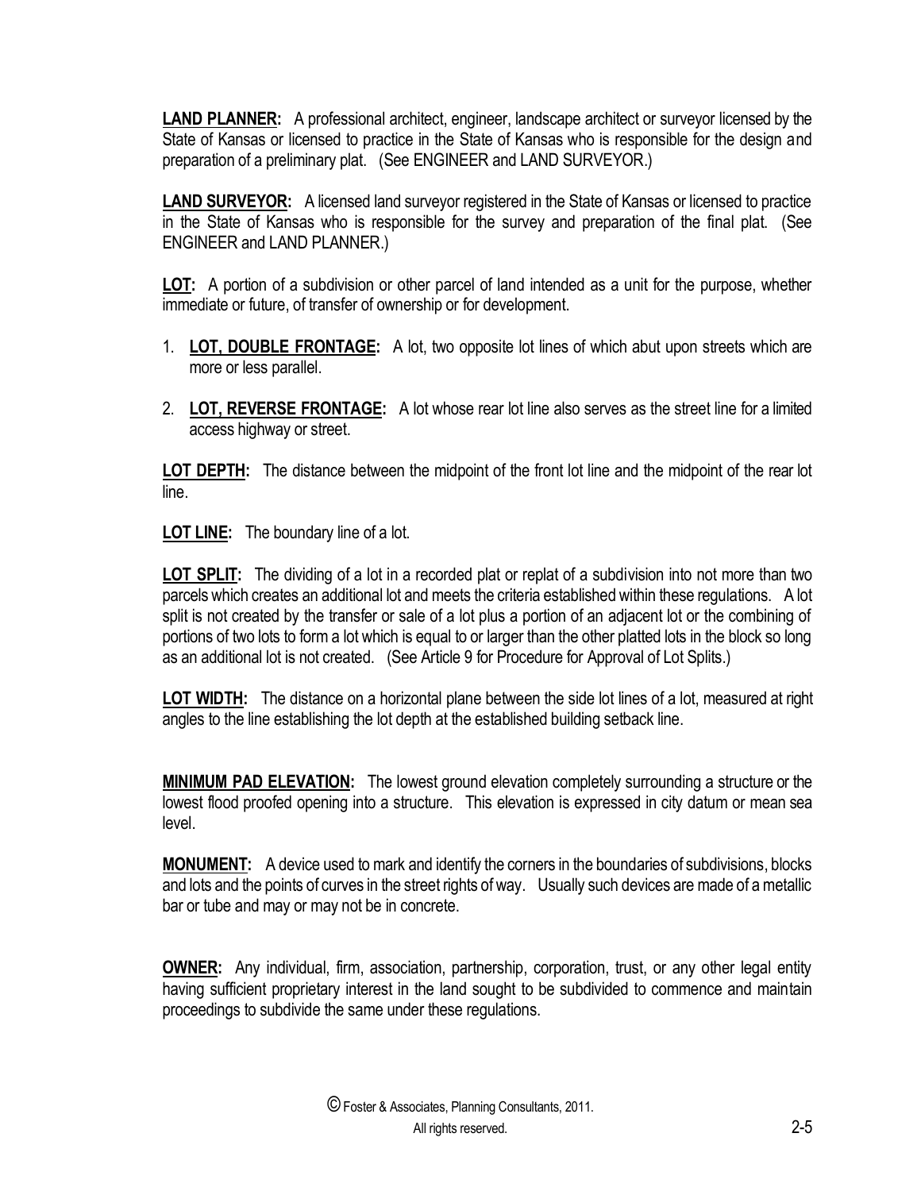**LAND PLANNER:** A professional architect, engineer, landscape architect or surveyor licensed by the State of Kansas or licensed to practice in the State of Kansas who is responsible for the design and preparation of a preliminary plat. (See ENGINEER and LAND SURVEYOR.)

**LAND SURVEYOR:** A licensed land surveyor registered in the State of Kansas or licensed to practice in the State of Kansas who is responsible for the survey and preparation of the final plat. (See ENGINEER and LAND PLANNER.)

**LOT:** A portion of a subdivision or other parcel of land intended as a unit for the purpose, whether immediate or future, of transfer of ownership or for development.

1. **LOT, DOUBLE FRONTAGE:** A lot, two opposite lot lines of which abut upon streets which are more or less parallel.
2. **LOT, REVERSE FRONTAGE:** A lot whose rear lot line also serves as the street line for a limited access highway or street.

**LOT DEPTH:** The distance between the midpoint of the front lot line and the midpoint of the rear lot line.

**LOT LINE:** The boundary line of a lot.

**LOT SPLIT:** The dividing of a lot in a recorded plat or replat of a subdivision into not more than two parcels which creates an additional lot and meets the criteria established within these regulations. A lot split is not created by the transfer or sale of a lot plus a portion of an adjacent lot or the combining of portions of two lots to form a lot which is equal to or larger than the other platted lots in the block so long as an additional lot is not created. (See Article 9 for Procedure for Approval of Lot Splits.)

**LOT WIDTH:** The distance on a horizontal plane between the side lot lines of a lot, measured at right angles to the line establishing the lot depth at the established building setback line.

**MINIMUM PAD ELEVATION:** The lowest ground elevation completely surrounding a structure or the lowest flood proofed opening into a structure. This elevation is expressed in city datum or mean sea level.

**MONUMENT:** A device used to mark and identify the corners in the boundaries of subdivisions, blocks and lots and the points of curves in the street rights of way. Usually such devices are made of a metallic bar or tube and may or may not be in concrete.

**OWNER:** Any individual, firm, association, partnership, corporation, trust, or any other legal entity having sufficient proprietary interest in the land sought to be subdivided to commence and maintain proceedings to subdivide the same under these regulations.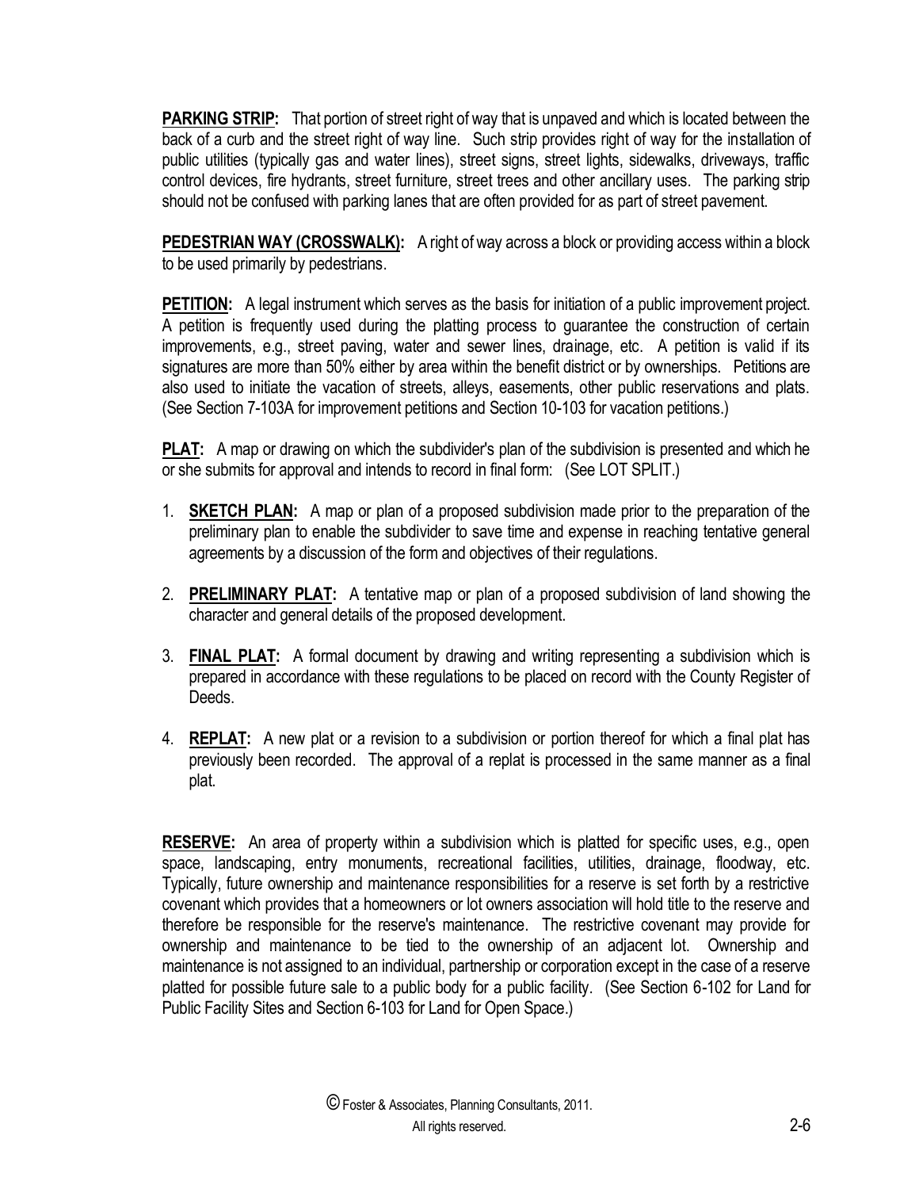**PARKING STRIP:** That portion of street right of way that is unpaved and which is located between the back of a curb and the street right of way line. Such strip provides right of way for the installation of public utilities (typically gas and water lines), street signs, street lights, sidewalks, driveways, traffic control devices, fire hydrants, street furniture, street trees and other ancillary uses. The parking strip should not be confused with parking lanes that are often provided for as part of street pavement.

**PEDESTRIAN WAY (CROSSWALK):** A right of way across a block or providing access within a block to be used primarily by pedestrians.

**PETITION:** A legal instrument which serves as the basis for initiation of a public improvement project. A petition is frequently used during the platting process to guarantee the construction of certain improvements, e.g., street paving, water and sewer lines, drainage, etc. A petition is valid if its signatures are more than 50% either by area within the benefit district or by ownerships. Petitions are also used to initiate the vacation of streets, alleys, easements, other public reservations and plats. (See Section 7-103A for improvement petitions and Section 10-103 for vacation petitions.)

**PLAT:** A map or drawing on which the subdivider's plan of the subdivision is presented and which he or she submits for approval and intends to record in final form: (See LOT SPLIT.)

1. **SKETCH PLAN:** A map or plan of a proposed subdivision made prior to the preparation of the preliminary plan to enable the subdivider to save time and expense in reaching tentative general agreements by a discussion of the form and objectives of their regulations.

2. **PRELIMINARY PLAT:** A tentative map or plan of a proposed subdivision of land showing the character and general details of the proposed development.

3. **FINAL PLAT:** A formal document by drawing and writing representing a subdivision which is prepared in accordance with these regulations to be placed on record with the County Register of Deeds.

4. **REPLAT:** A new plat or a revision to a subdivision or portion thereof for which a final plat has previously been recorded. The approval of a replat is processed in the same manner as a final plat.

**RESERVE:** An area of property within a subdivision which is platted for specific uses, e.g., open space, landscaping, entry monuments, recreational facilities, utilities, drainage, floodway, etc. Typically, future ownership and maintenance responsibilities for a reserve is set forth by a restrictive covenant which provides that a homeowners or lot owners association will hold title to the reserve and therefore be responsible for the reserve's maintenance. The restrictive covenant may provide for ownership and maintenance to be tied to the ownership of an adjacent lot. Ownership and maintenance is not assigned to an individual, partnership or corporation except in the case of a reserve platted for possible future sale to a public body for a public facility. (See Section 6-102 for Land for Public Facility Sites and Section 6-103 for Land for Open Space.)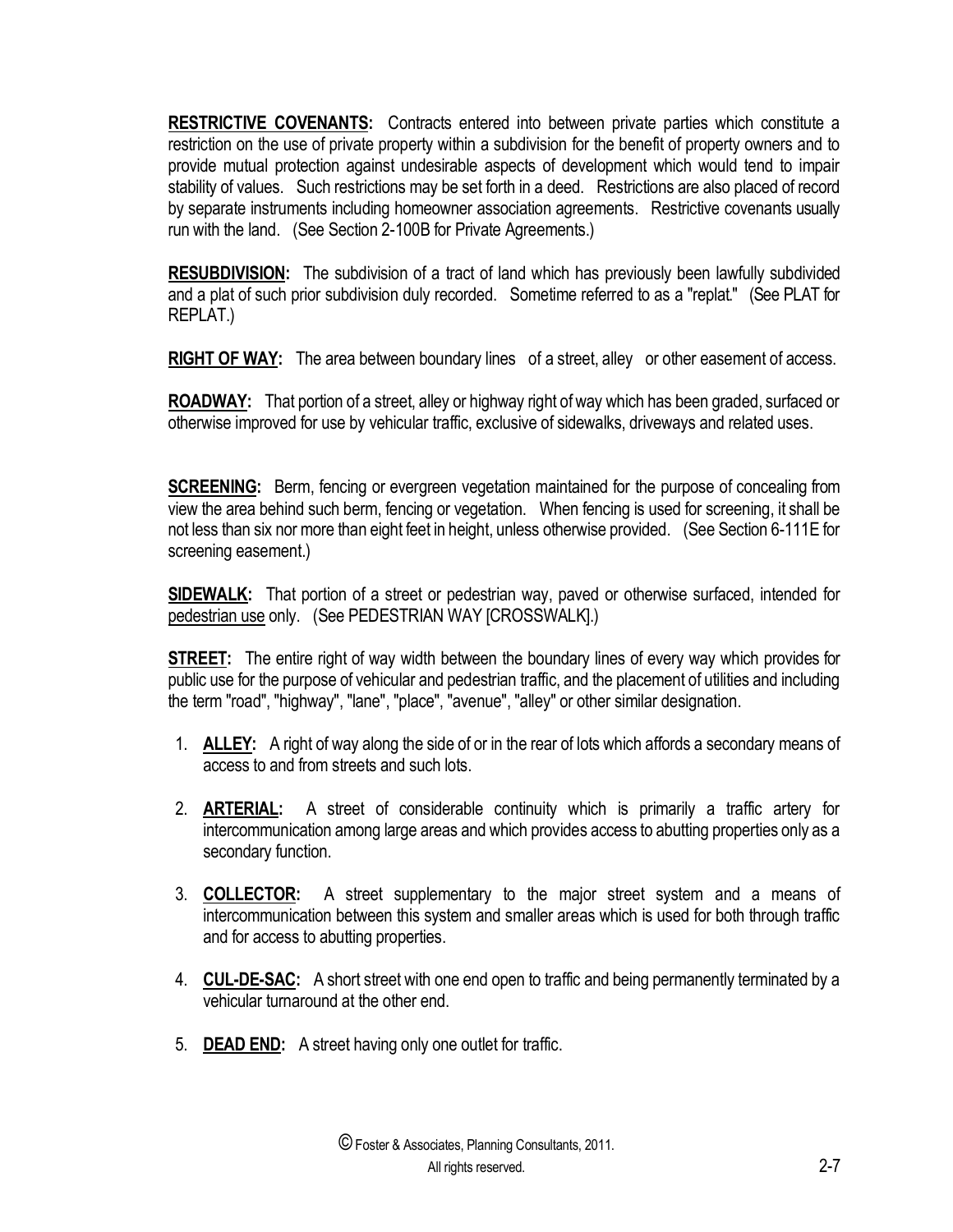<u>**RESTRICTIVE COVENANTS:**</u> Contracts entered into between private parties which constitute a restriction on the use of private property within a subdivision for the benefit of property owners and to provide mutual protection against undesirable aspects of development which would tend to impair stability of values. Such restrictions may be set forth in a deed. Restrictions are also placed of record by separate instruments including homeowner association agreements. Restrictive covenants usually run with the land. (See Section 2-100B for Private Agreements.)

<u>**RESUBDIVISION:**</u> The subdivision of a tract of land which has previously been lawfully subdivided and a plat of such prior subdivision duly recorded. Sometime referred to as a "replat." (See PLAT for REPLAT.)

<u>**RIGHT OF WAY:**</u> The area between boundary lines of a street, alley or other easement of access.

<u>**ROADWAY:**</u> That portion of a street, alley or highway right of way which has been graded, surfaced or otherwise improved for use by vehicular traffic, exclusive of sidewalks, driveways and related uses.

<u>**SCREENING:**</u> Berm, fencing or evergreen vegetation maintained for the purpose of concealing from view the area behind such berm, fencing or vegetation. When fencing is used for screening, it shall be not less than six nor more than eight feet in height, unless otherwise provided. (See Section 6-111E for screening easement.)

<u>**SIDEWALK:**</u> That portion of a street or pedestrian way, paved or otherwise surfaced, intended for <u>pedestrian use</u> only. (See PEDESTRIAN WAY [CROSSWALK].)

<u>**STREET:**</u> The entire right of way width between the boundary lines of every way which provides for public use for the purpose of vehicular and pedestrian traffic, and the placement of utilities and including the term "road", "highway", "lane", "place", "avenue", "alley" or other similar designation.

1. <u>**ALLEY:**</u> A right of way along the side of or in the rear of lots which affords a secondary means of access to and from streets and such lots.
2. <u>**ARTERIAL:**</u> A street of considerable continuity which is primarily a traffic artery for intercommunication among large areas and which provides access to abutting properties only as a secondary function.
3. <u>**COLLECTOR:**</u> A street supplementary to the major street system and a means of intercommunication between this system and smaller areas which is used for both through traffic and for access to abutting properties.
4. <u>**CUL-DE-SAC:**</u> A short street with one end open to traffic and being permanently terminated by a vehicular turnaround at the other end.
5. <u>**DEAD END:**</u> A street having only one outlet for traffic.

© Foster & Associates, Planning Consultants, 2011.
All rights reserved.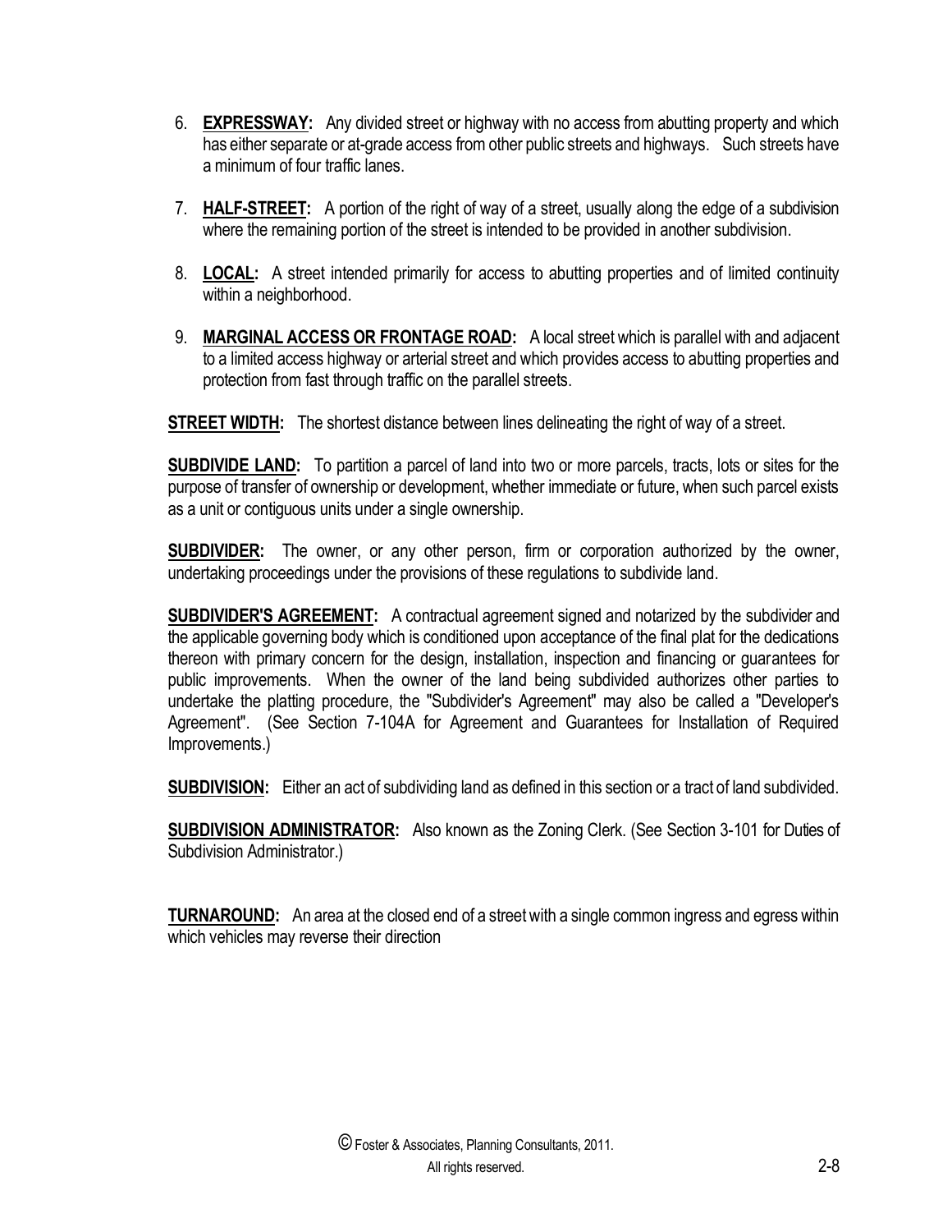6. **EXPRESSWAY:** Any divided street or highway with no access from abutting property and which has either separate or at-grade access from other public streets and highways. Such streets have a minimum of four traffic lanes.

7. **HALF-STREET:** A portion of the right of way of a street, usually along the edge of a subdivision where the remaining portion of the street is intended to be provided in another subdivision.

8. **LOCAL:** A street intended primarily for access to abutting properties and of limited continuity within a neighborhood.

9. **MARGINAL ACCESS OR FRONTAGE ROAD:** A local street which is parallel with and adjacent to a limited access highway or arterial street and which provides access to abutting properties and protection from fast through traffic on the parallel streets.

**STREET WIDTH:** The shortest distance between lines delineating the right of way of a street.

**SUBDIVIDE LAND:** To partition a parcel of land into two or more parcels, tracts, lots or sites for the purpose of transfer of ownership or development, whether immediate or future, when such parcel exists as a unit or contiguous units under a single ownership.

**SUBDIVIDER:** The owner, or any other person, firm or corporation authorized by the owner, undertaking proceedings under the provisions of these regulations to subdivide land.

**SUBDIVIDER'S AGREEMENT:** A contractual agreement signed and notarized by the subdivider and the applicable governing body which is conditioned upon acceptance of the final plat for the dedications thereon with primary concern for the design, installation, inspection and financing or guarantees for public improvements. When the owner of the land being subdivided authorizes other parties to undertake the platting procedure, the "Subdivider's Agreement" may also be called a "Developer's Agreement". (See Section 7-104A for Agreement and Guarantees for Installation of Required Improvements.)

**SUBDIVISION:** Either an act of subdividing land as defined in this section or a tract of land subdivided.

**SUBDIVISION ADMINISTRATOR:** Also known as the Zoning Clerk. (See Section 3-101 for Duties of Subdivision Administrator.)

**TURNAROUND:** An area at the closed end of a street with a single common ingress and egress within which vehicles may reverse their direction

© Foster & Associates, Planning Consultants, 2011.
All rights reserved.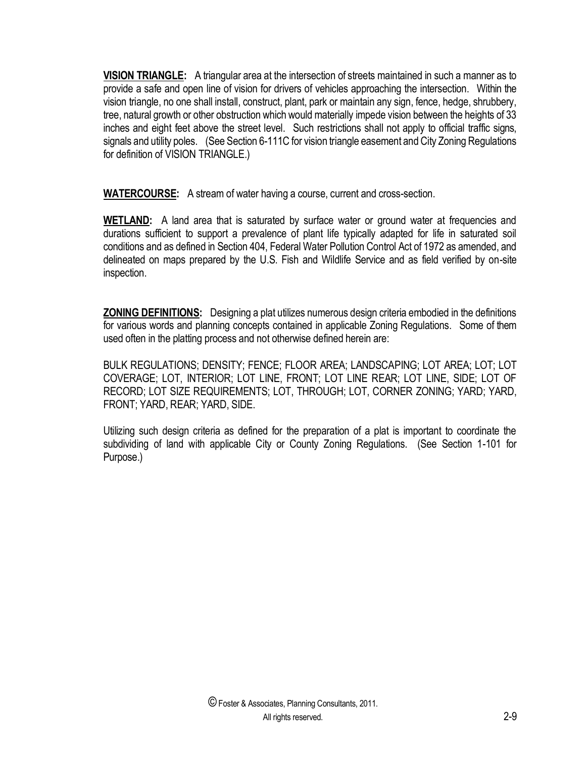**VISION TRIANGLE:** A triangular area at the intersection of streets maintained in such a manner as to provide a safe and open line of vision for drivers of vehicles approaching the intersection. Within the vision triangle, no one shall install, construct, plant, park or maintain any sign, fence, hedge, shrubbery, tree, natural growth or other obstruction which would materially impede vision between the heights of 33 inches and eight feet above the street level. Such restrictions shall not apply to official traffic signs, signals and utility poles. (See Section 6-111C for vision triangle easement and City Zoning Regulations for definition of VISION TRIANGLE.)

**WATERCOURSE:** A stream of water having a course, current and cross-section.

**WETLAND:** A land area that is saturated by surface water or ground water at frequencies and durations sufficient to support a prevalence of plant life typically adapted for life in saturated soil conditions and as defined in Section 404, Federal Water Pollution Control Act of 1972 as amended, and delineated on maps prepared by the U.S. Fish and Wildlife Service and as field verified by on-site inspection.

**ZONING DEFINITIONS:** Designing a plat utilizes numerous design criteria embodied in the definitions for various words and planning concepts contained in applicable Zoning Regulations. Some of them used often in the platting process and not otherwise defined herein are:

BULK REGULATIONS; DENSITY; FENCE; FLOOR AREA; LANDSCAPING; LOT AREA; LOT; LOT COVERAGE; LOT, INTERIOR; LOT LINE, FRONT; LOT LINE REAR; LOT LINE, SIDE; LOT OF RECORD; LOT SIZE REQUIREMENTS; LOT, THROUGH; LOT, CORNER ZONING; YARD; YARD, FRONT; YARD, REAR; YARD, SIDE.

Utilizing such design criteria as defined for the preparation of a plat is important to coordinate the subdividing of land with applicable City or County Zoning Regulations. (See Section 1-101 for Purpose.)